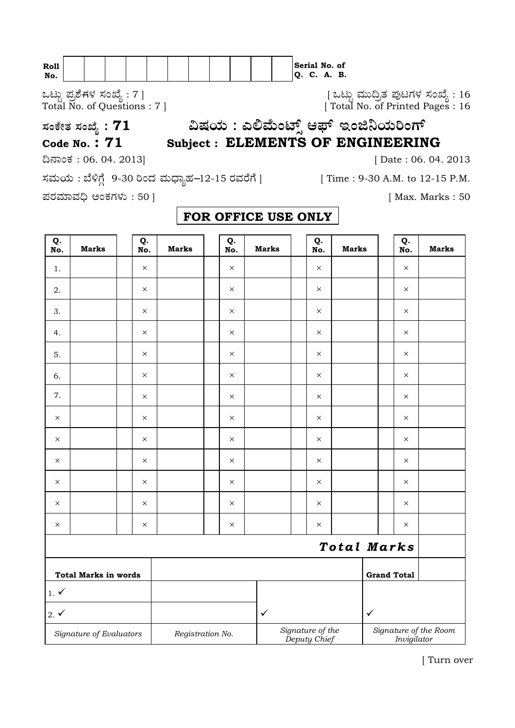| Roll No. | | | | | | | | | | | | Serial No. of Q. C. A. B. |
|---|---|---|---|---|---|---|---|---|---|---|---|---|

ಒಟ್ಟು ಪ್ರಶ್ನೆಗಳ ಸಂಖ್ಯೆ : 7 ]
Total No. of Questions : 7 ]

[ ಒಟ್ಟು ಮುದ್ರಿತ ಪುಟಗಳ ಸಂಖ್ಯೆ : 16
[ Total No. of Printed Pages : 16

## ಸಂಕೇತ ಸಂಖ್ಯೆ : 71 ವಿಷಯ : ಎಲಿಮೆಂಟ್ಸ್ ಆಫ್ ಇಂಜಿನಿಯರಿಂಗ್

## Code No. : 71 Subject : ELEMENTS OF ENGINEERING

ದಿನಾಂಕ : 06. 04. 2013] [ Date : 06. 04. 2013

ಸಮಯ : ಬೆಳಿಗ್ಗೆ 9-30 ರಿಂದ ಮಧ್ಯಾಹ್ನ–12-15 ರವರೆಗೆ ] [ Time : 9-30 A.M. to 12-15 P.M.

ಪರಮಾವಧಿ ಅಂಕಗಳು : 50 ] [ Max. Marks : 50

**FOR OFFICE USE ONLY**

| Q. No. | Marks | Q. No. | Marks | Q. No. | Marks | Q. No. | Marks | Q. No. | Marks |
|---|---|---|---|---|---|---|---|---|---|
| 1. | | × | | × | | × | | × | |
| 2. | | × | | × | | × | | × | |
| 3. | | × | | × | | × | | × | |
| 4. | | × | | × | | × | | × | |
| 5. | | × | | × | | × | | × | |
| 6. | | × | | × | | × | | × | |
| 7. | | × | | × | | × | | × | |
| × | | × | | × | | × | | × | |
| × | | × | | × | | × | | × | |
| × | | × | | × | | × | | × | |
| × | | × | | × | | × | | × | |
| × | | × | | × | | × | | × | |
| × | | × | | × | | × | | × | |
| | | | | | | | | ***Total Marks*** | |

| Total Marks in words | | | Grand Total | |
|---|---|---|---|---|
| 1. ✓ | | | | |
| 2. ✓ | | ✓ | ✓ | |
| *Signature of Evaluators* | *Registration No.* | *Signature of the Deputy Chief* | *Signature of the Room Invigilator* | |

[ Turn over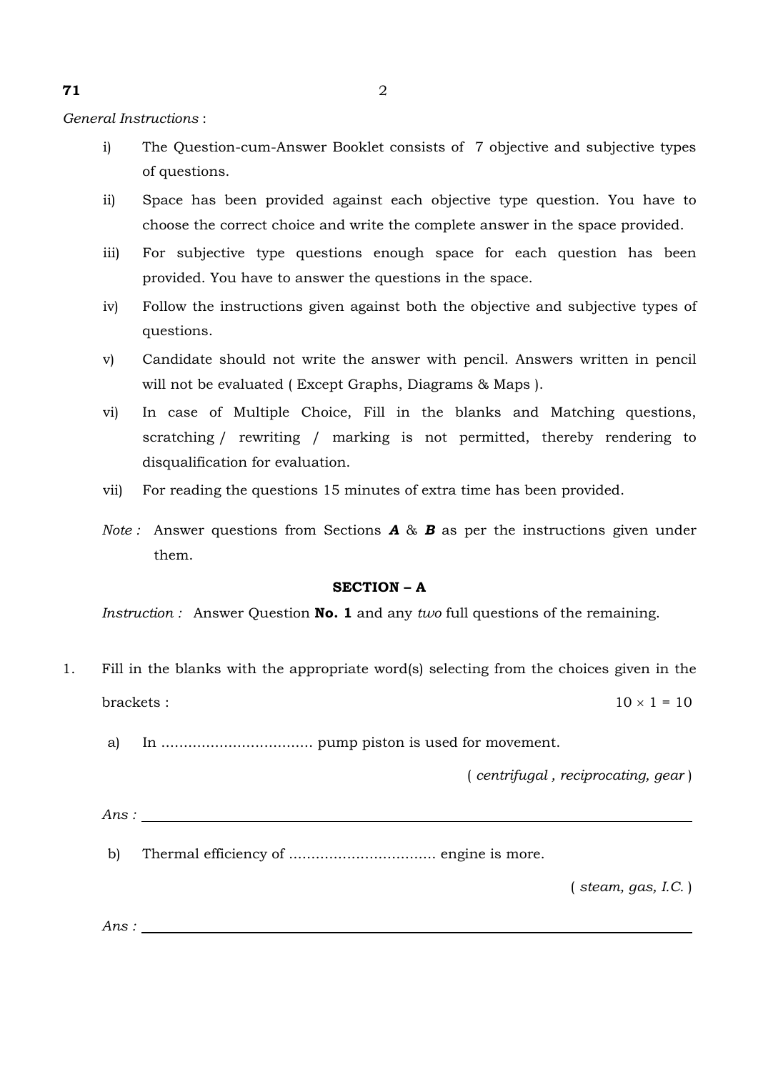*General Instructions* :

i) The Question-cum-Answer Booklet consists of 7 objective and subjective types of questions.

ii) Space has been provided against each objective type question. You have to choose the correct choice and write the complete answer in the space provided.

iii) For subjective type questions enough space for each question has been provided. You have to answer the questions in the space.

iv) Follow the instructions given against both the objective and subjective types of questions.

v) Candidate should not write the answer with pencil. Answers written in pencil will not be evaluated ( Except Graphs, Diagrams & Maps ).

vi) In case of Multiple Choice, Fill in the blanks and Matching questions, scratching / rewriting / marking is not permitted, thereby rendering to disqualification for evaluation.

vii) For reading the questions 15 minutes of extra time has been provided.

*Note :* Answer questions from Sections ***A*** & ***B*** as per the instructions given under them.

## SECTION – A

*Instruction :* Answer Question **No. 1** and any *two* full questions of the remaining.

1. Fill in the blanks with the appropriate word(s) selecting from the choices given in the brackets : $10 \times 1 = 10$

   a) In .................................. pump piston is used for movement.

   ( *centrifugal , reciprocating, gear* )

   *Ans :* ______________________________

   b) Thermal efficiency of ................................. engine is more.

   ( *steam, gas, I.C.* )

   *Ans :* ______________________________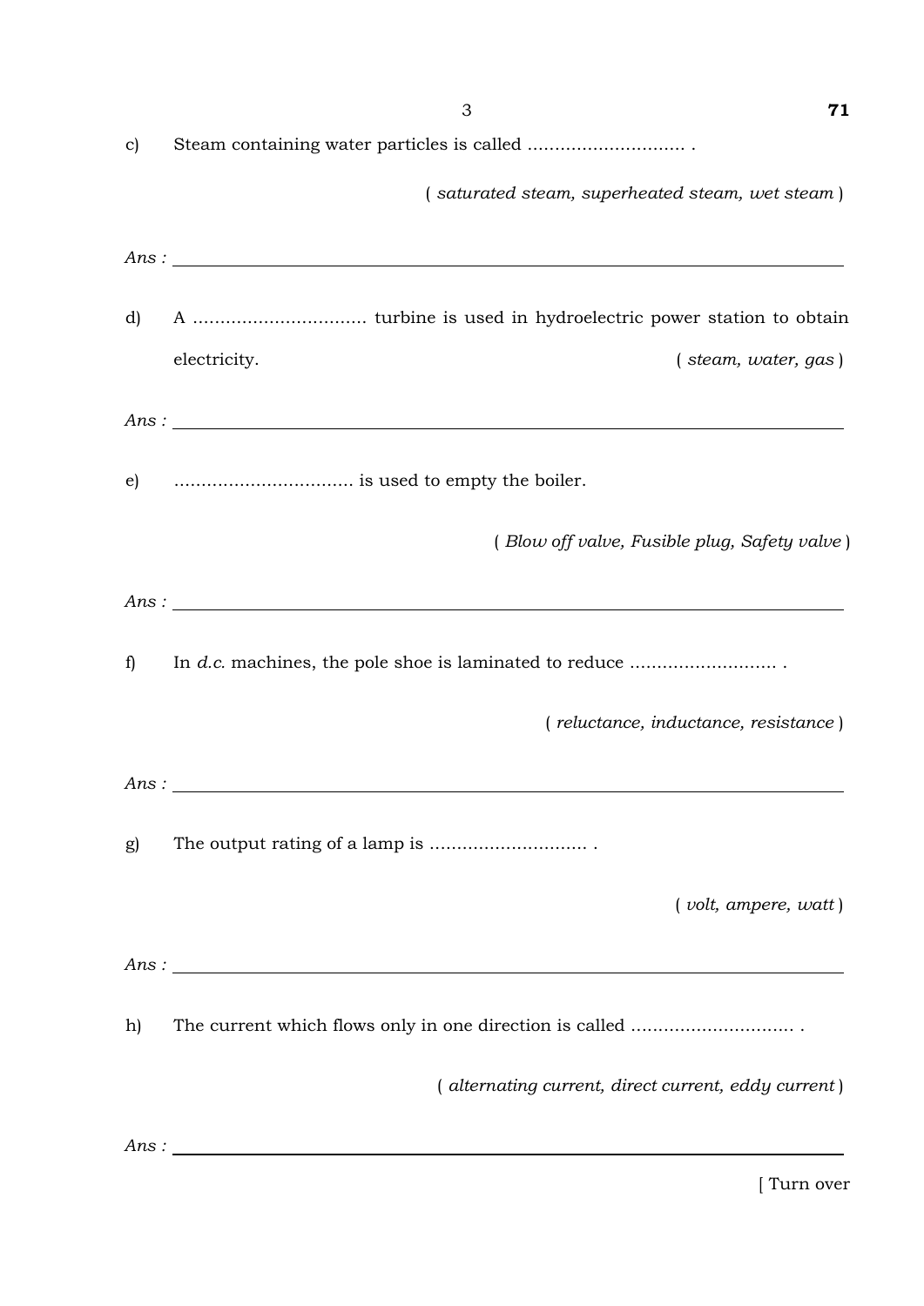c) Steam containing water particles is called ............................ .

( *saturated steam, superheated steam, wet steam* )

*Ans :* ____________________________________________

d) A ................................ turbine is used in hydroelectric power station to obtain electricity. ( *steam, water, gas* )

*Ans :* ____________________________________________

e) ................................ is used to empty the boiler.

( *Blow off valve, Fusible plug, Safety valve* )

*Ans :* ____________________________________________

f) In *d.c.* machines, the pole shoe is laminated to reduce ........................... .

( *reluctance, inductance, resistance* )

*Ans :* ____________________________________________

g) The output rating of a lamp is ............................ .

( *volt, ampere, watt* )

*Ans :* ____________________________________________

h) The current which flows only in one direction is called .............................. .

( *alternating current, direct current, eddy current* )

*Ans :* ____________________________________________

[ Turn over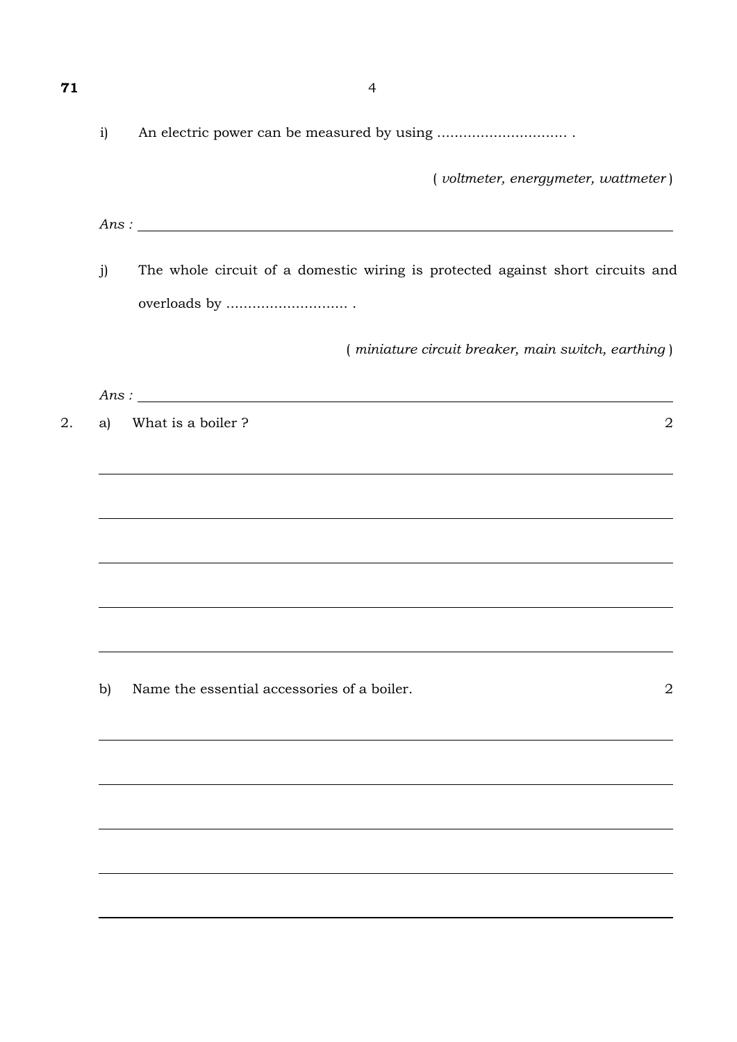i) An electric power can be measured by using .............................. .

( *voltmeter, energymeter, wattmeter* )

*Ans :* ______________________________

j) The whole circuit of a domestic wiring is protected against short circuits and overloads by ............................ .

( *miniature circuit breaker, main switch, earthing* )

*Ans :* ______________________________

2. a) What is a boiler ? 2

b) Name the essential accessories of a boiler. 2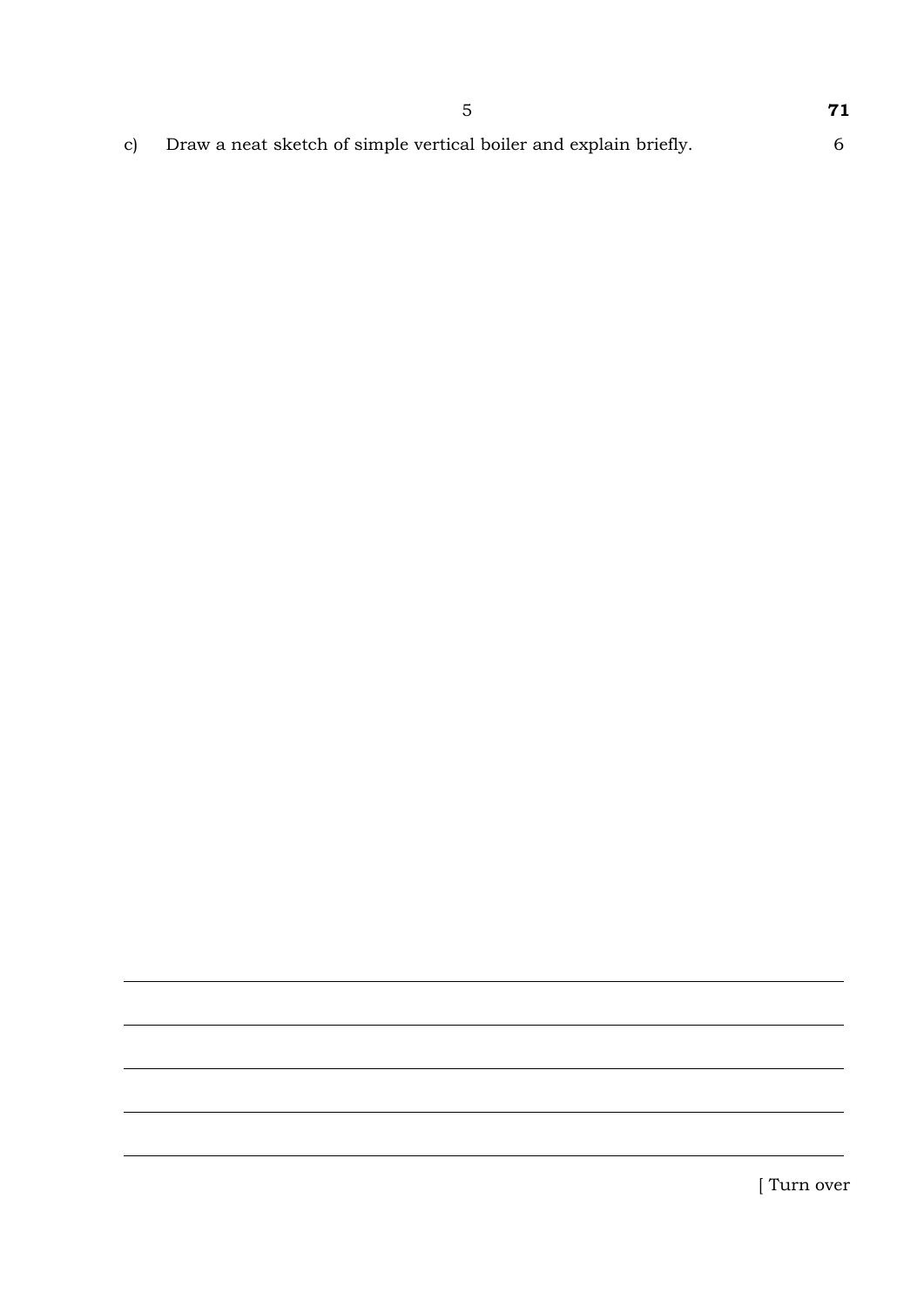c) Draw a neat sketch of simple vertical boiler and explain briefly. 6

[ Turn over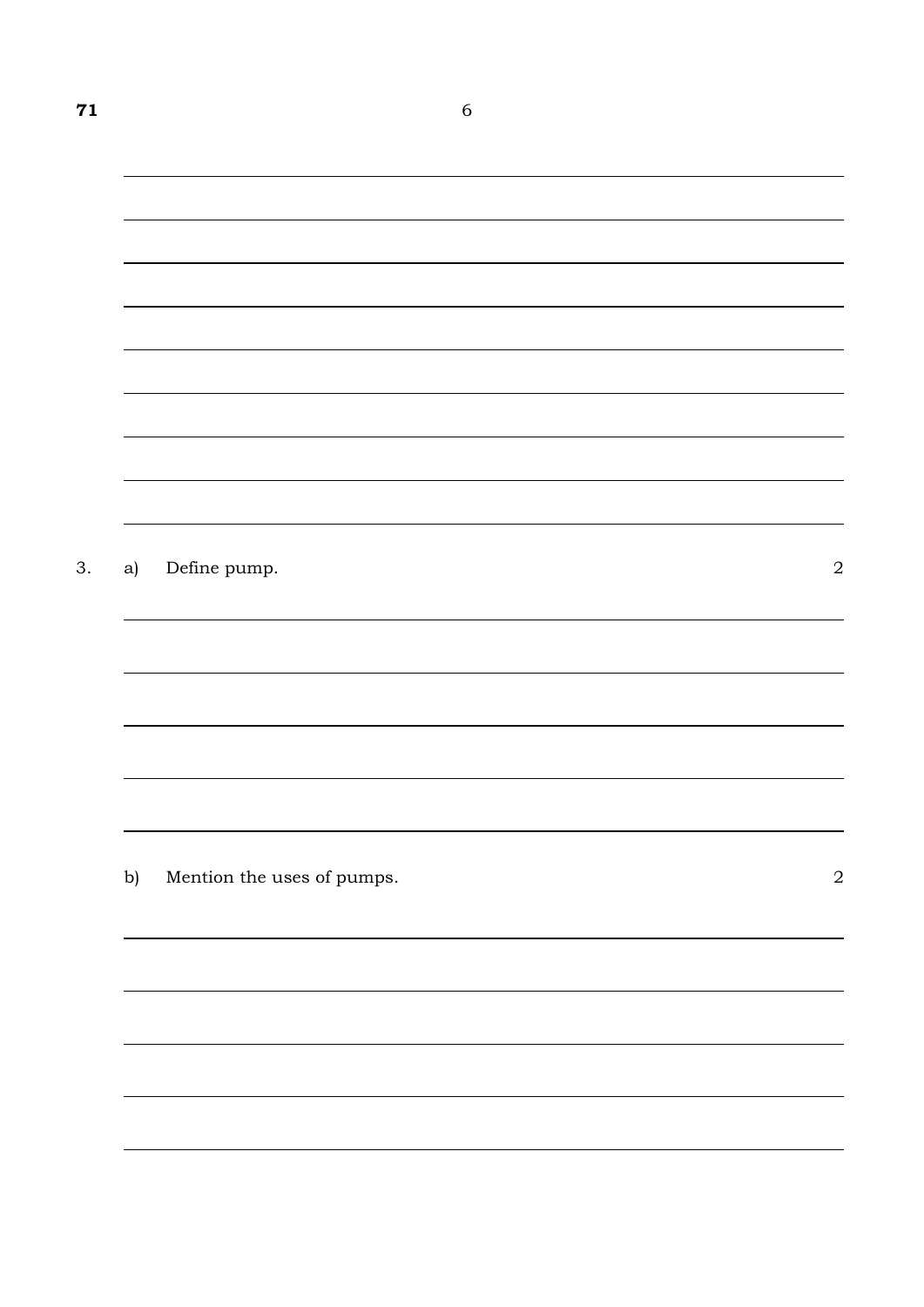3. a) Define pump. 2

b) Mention the uses of pumps. 2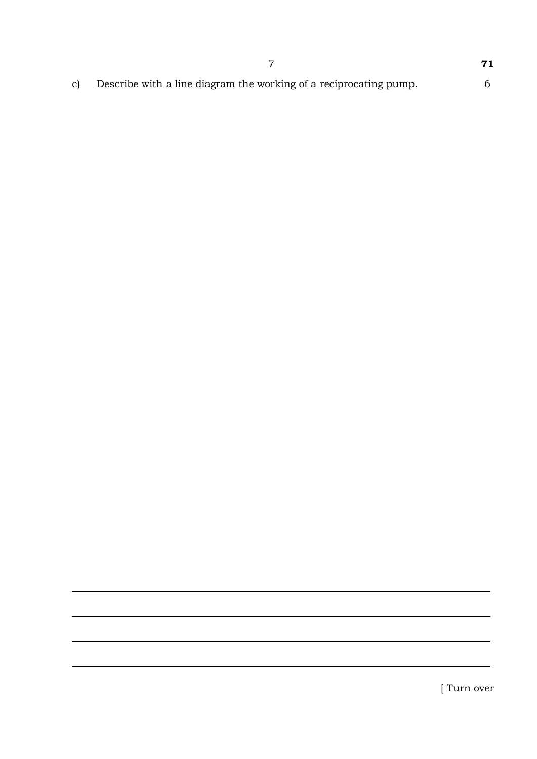c) Describe with a line diagram the working of a reciprocating pump. 6

[ Turn over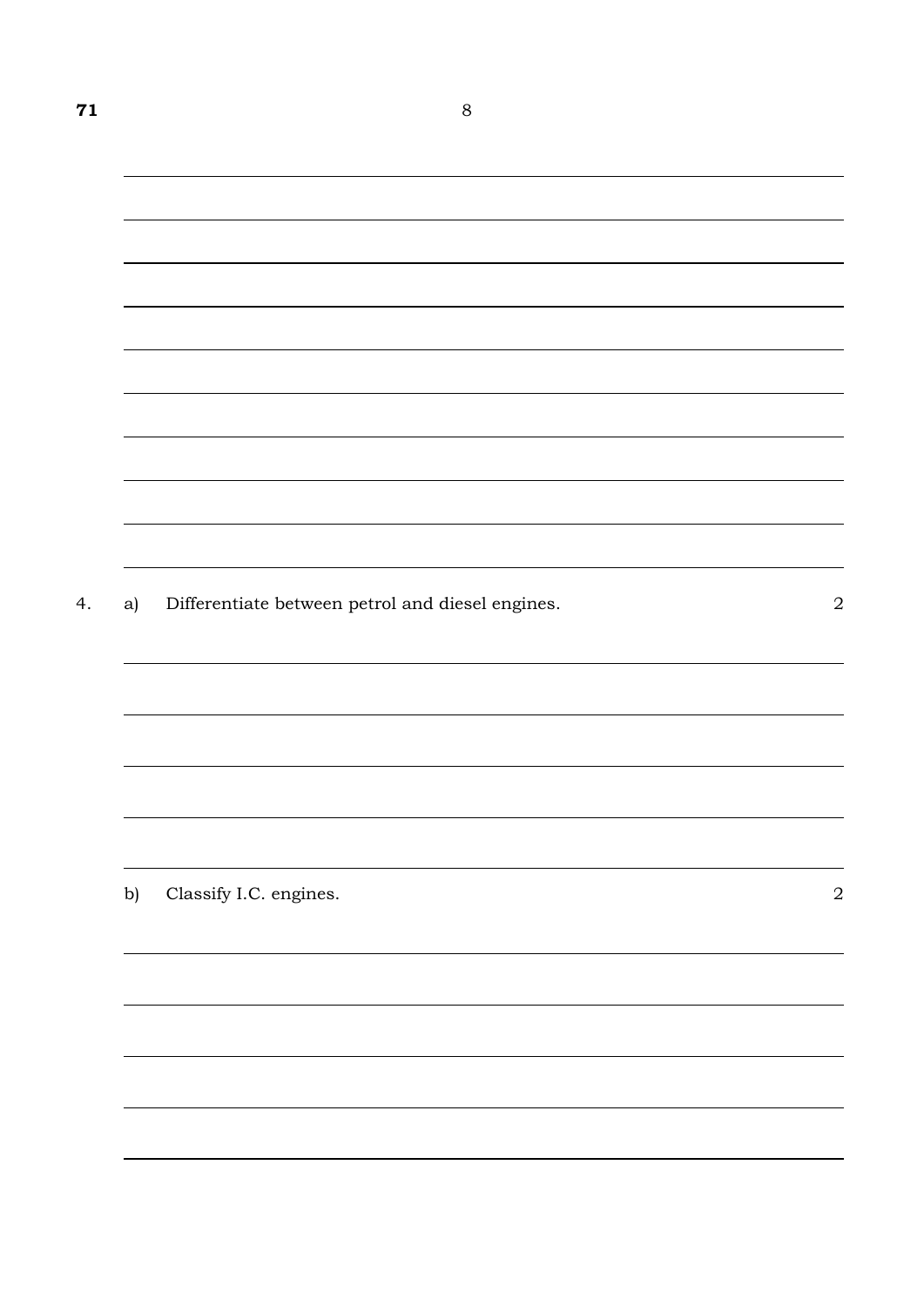4. a) Differentiate between petrol and diesel engines. 2

b) Classify I.C. engines. 2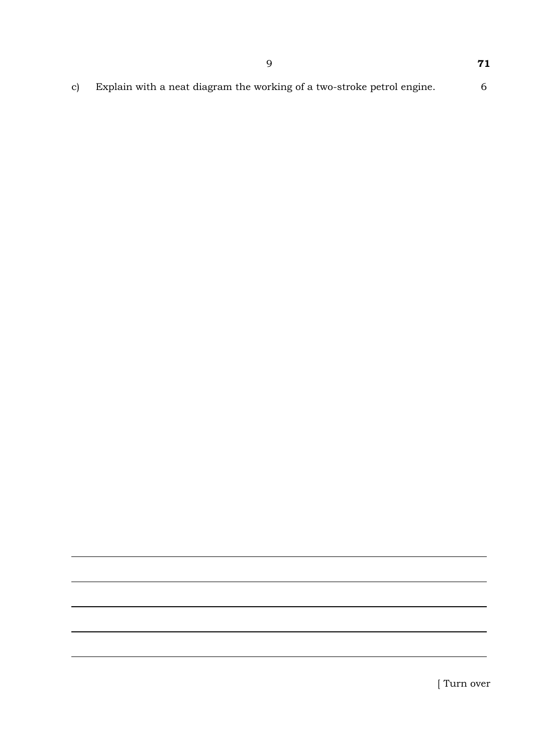c) Explain with a neat diagram the working of a two-stroke petrol engine. 6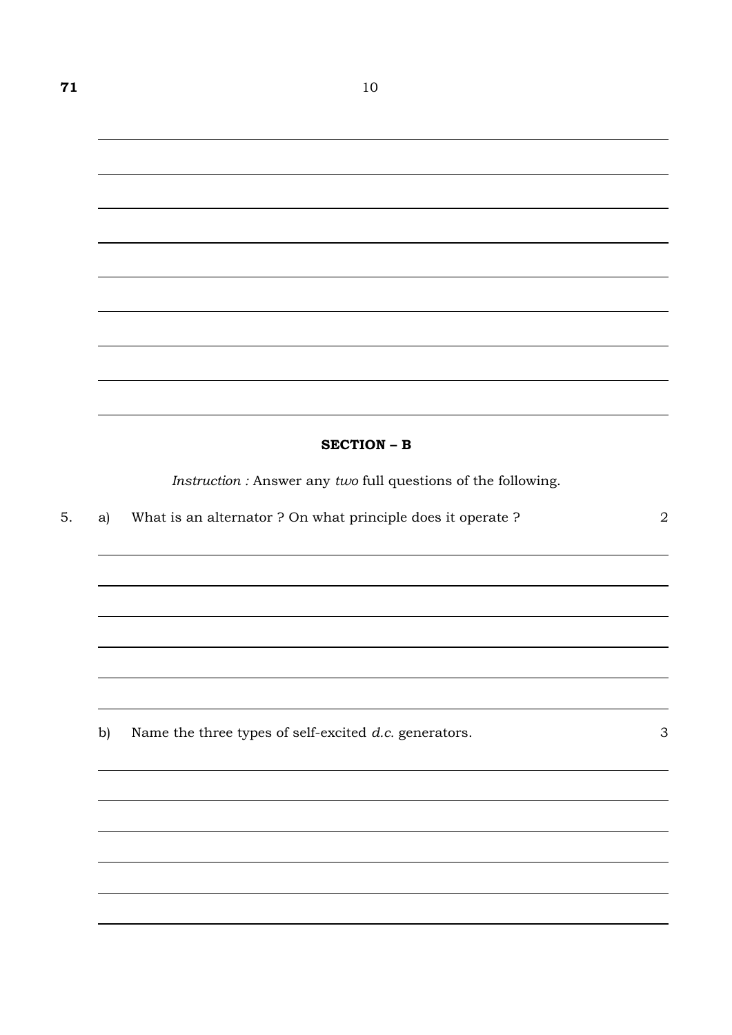## SECTION – B

*Instruction :* Answer any *two* full questions of the following.

5. a) What is an alternator ? On what principle does it operate ? 2

b) Name the three types of self-excited *d.c.* generators. 3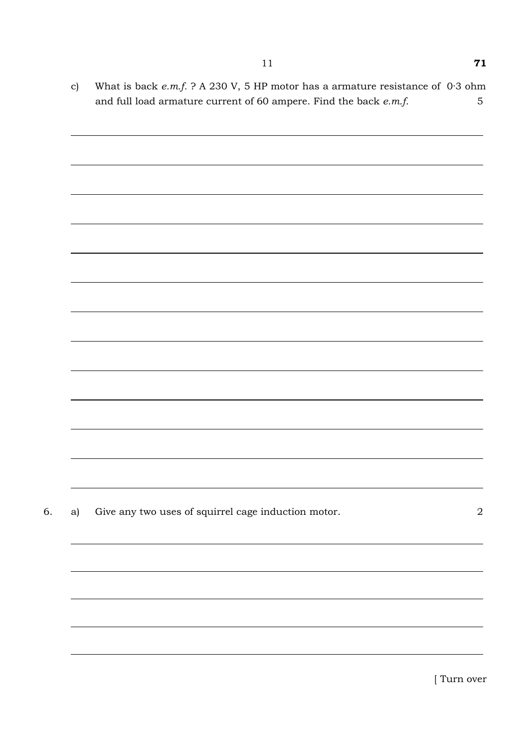c) What is back *e.m.f.* ? A 230 V, 5 HP motor has a armature resistance of 0·3 ohm and full load armature current of 60 ampere. Find the back *e.m.f.* 5

6. a) Give any two uses of squirrel cage induction motor. 2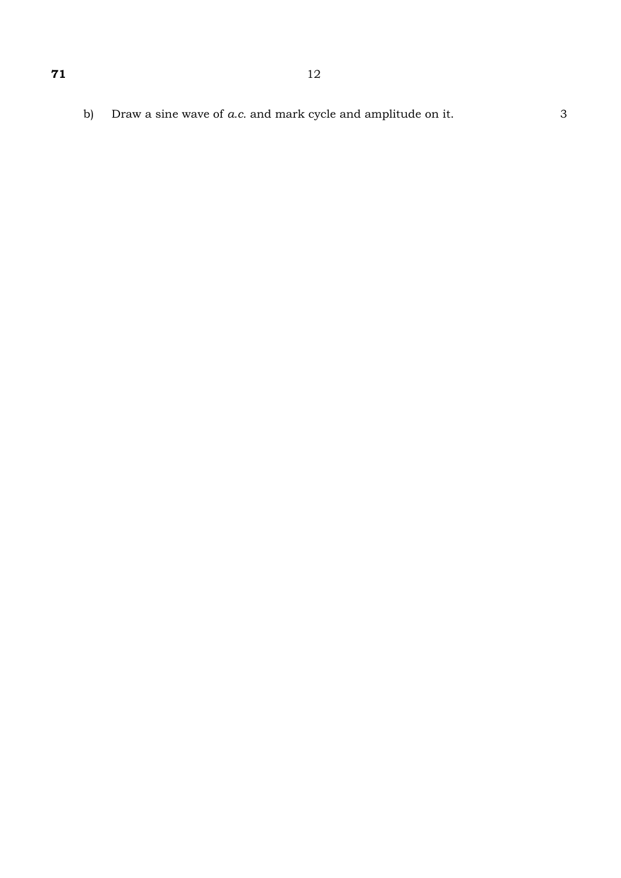b) Draw a sine wave of *a.c.* and mark cycle and amplitude on it. 3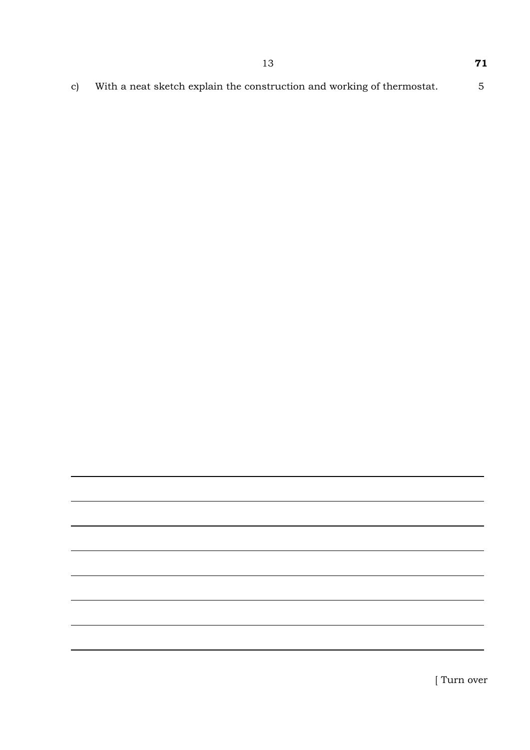c) With a neat sketch explain the construction and working of thermostat. 5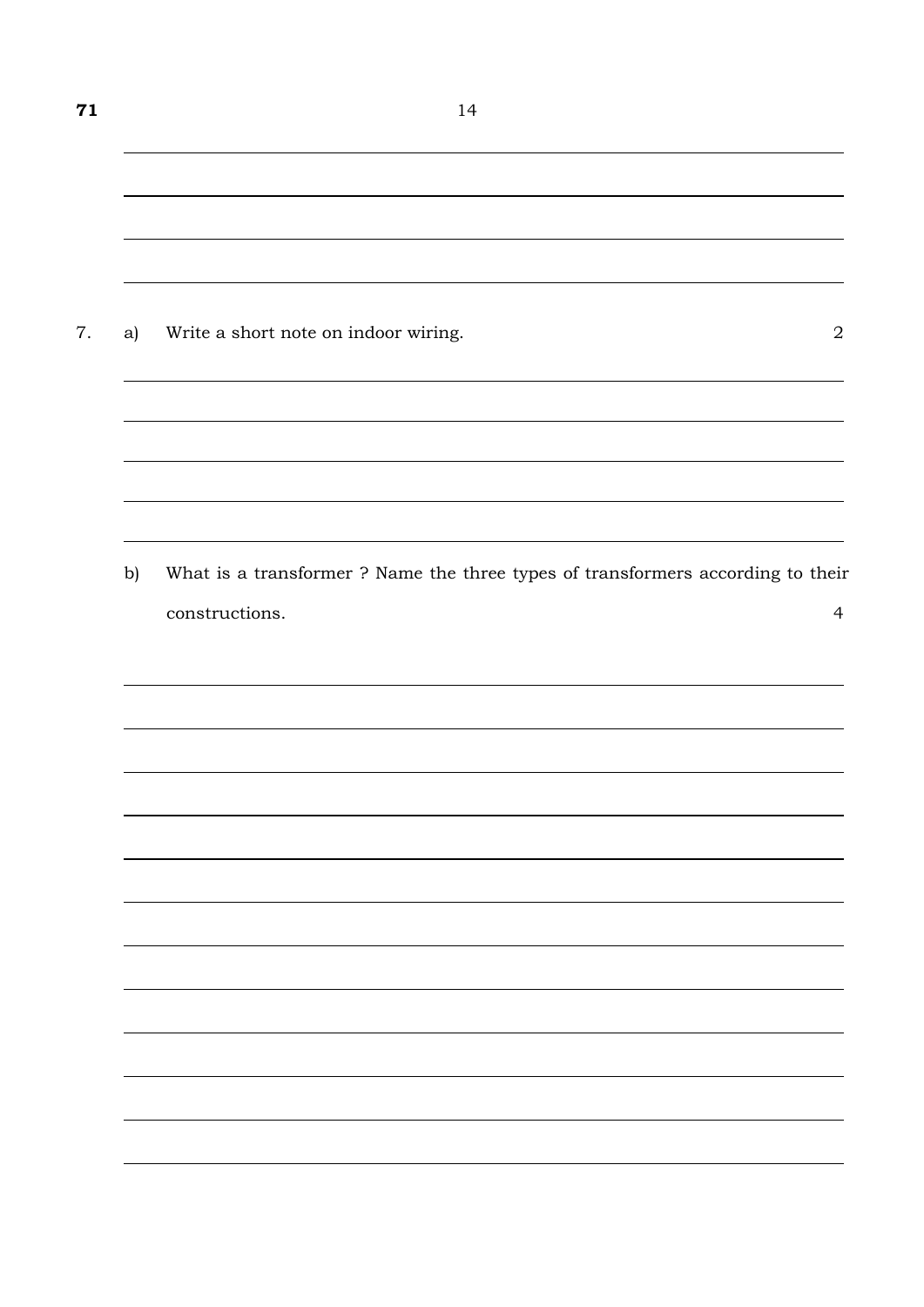7. a) Write a short note on indoor wiring. 2

b) What is a transformer ? Name the three types of transformers according to their constructions. 4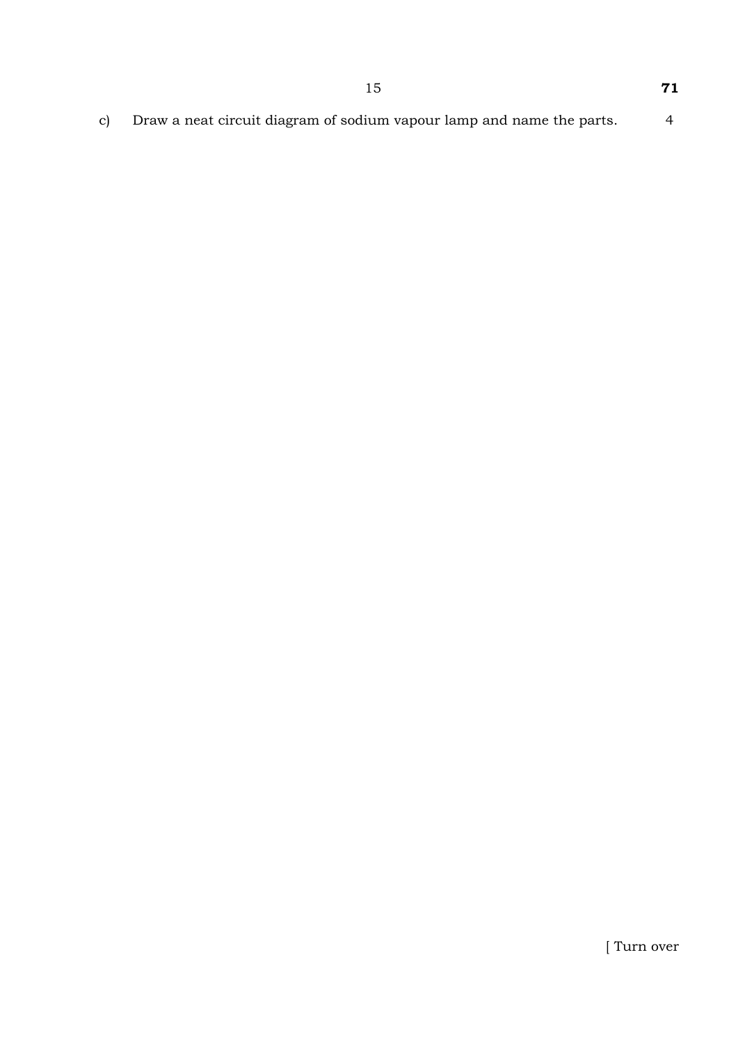c) Draw a neat circuit diagram of sodium vapour lamp and name the parts. 4

[ Turn over